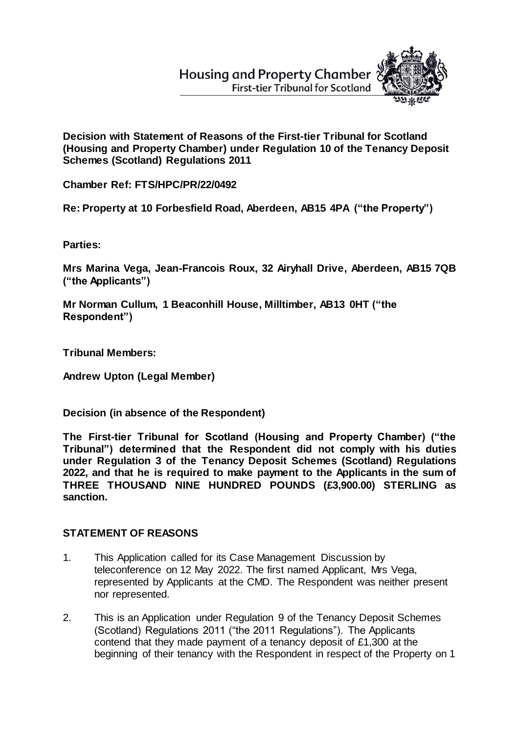Housing and Property Chamber
First-tier Tribunal for Scotland

**Decision with Statement of Reasons of the First-tier Tribunal for Scotland (Housing and Property Chamber) under Regulation 10 of the Tenancy Deposit Schemes (Scotland) Regulations 2011**

**Chamber Ref: FTS/HPC/PR/22/0492**

**Re: Property at 10 Forbesfield Road, Aberdeen, AB15 4PA ("the Property")**

**Parties:**

**Mrs Marina Vega, Jean-Francois Roux, 32 Airyhall Drive, Aberdeen, AB15 7QB ("the Applicants")**

**Mr Norman Cullum, 1 Beaconhill House, Milltimber, AB13 0HT ("the Respondent")**

**Tribunal Members:**

**Andrew Upton (Legal Member)**

**Decision (in absence of the Respondent)**

**The First-tier Tribunal for Scotland (Housing and Property Chamber) ("the Tribunal") determined that the Respondent did not comply with his duties under Regulation 3 of the Tenancy Deposit Schemes (Scotland) Regulations 2022, and that he is required to make payment to the Applicants in the sum of THREE THOUSAND NINE HUNDRED POUNDS (£3,900.00) STERLING as sanction.**

## STATEMENT OF REASONS

1. This Application called for its Case Management Discussion by teleconference on 12 May 2022. The first named Applicant, Mrs Vega, represented by Applicants at the CMD. The Respondent was neither present nor represented.

2. This is an Application under Regulation 9 of the Tenancy Deposit Schemes (Scotland) Regulations 2011 ("the 2011 Regulations"). The Applicants contend that they made payment of a tenancy deposit of £1,300 at the beginning of their tenancy with the Respondent in respect of the Property on 1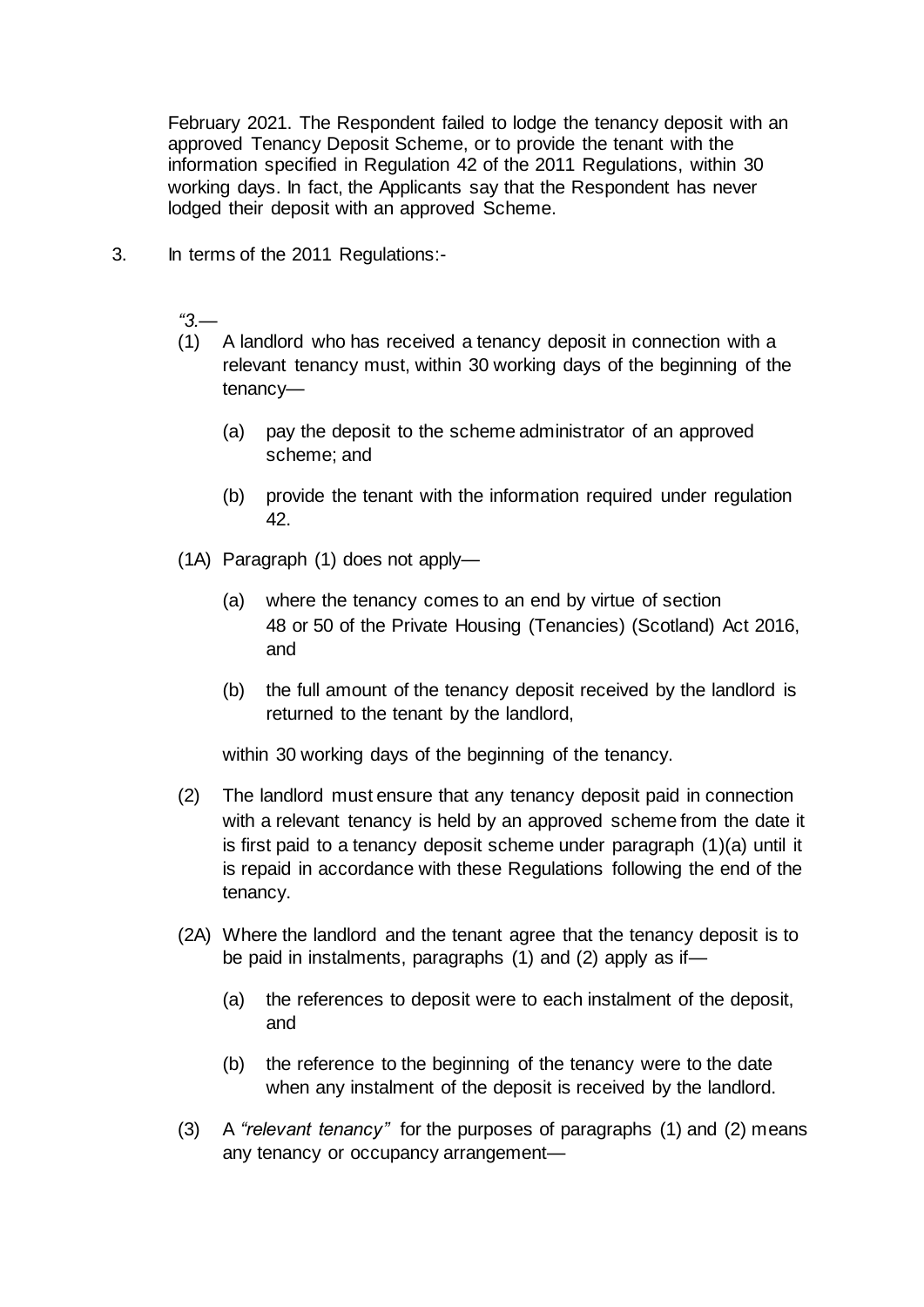February 2021. The Respondent failed to lodge the tenancy deposit with an approved Tenancy Deposit Scheme, or to provide the tenant with the information specified in Regulation 42 of the 2011 Regulations, within 30 working days. In fact, the Applicants say that the Respondent has never lodged their deposit with an approved Scheme.

3. In terms of the 2011 Regulations:-

*"3.*—

(1) A landlord who has received a tenancy deposit in connection with a relevant tenancy must, within 30 working days of the beginning of the tenancy—

(a) pay the deposit to the scheme administrator of an approved scheme; and

(b) provide the tenant with the information required under regulation 42.

(1A) Paragraph (1) does not apply—

(a) where the tenancy comes to an end by virtue of section 48 or 50 of the Private Housing (Tenancies) (Scotland) Act 2016, and

(b) the full amount of the tenancy deposit received by the landlord is returned to the tenant by the landlord,

within 30 working days of the beginning of the tenancy.

(2) The landlord must ensure that any tenancy deposit paid in connection with a relevant tenancy is held by an approved scheme from the date it is first paid to a tenancy deposit scheme under paragraph (1)(a) until it is repaid in accordance with these Regulations following the end of the tenancy.

(2A) Where the landlord and the tenant agree that the tenancy deposit is to be paid in instalments, paragraphs (1) and (2) apply as if—

(a) the references to deposit were to each instalment of the deposit, and

(b) the reference to the beginning of the tenancy were to the date when any instalment of the deposit is received by the landlord.

(3) A *"relevant tenancy"* for the purposes of paragraphs (1) and (2) means any tenancy or occupancy arrangement—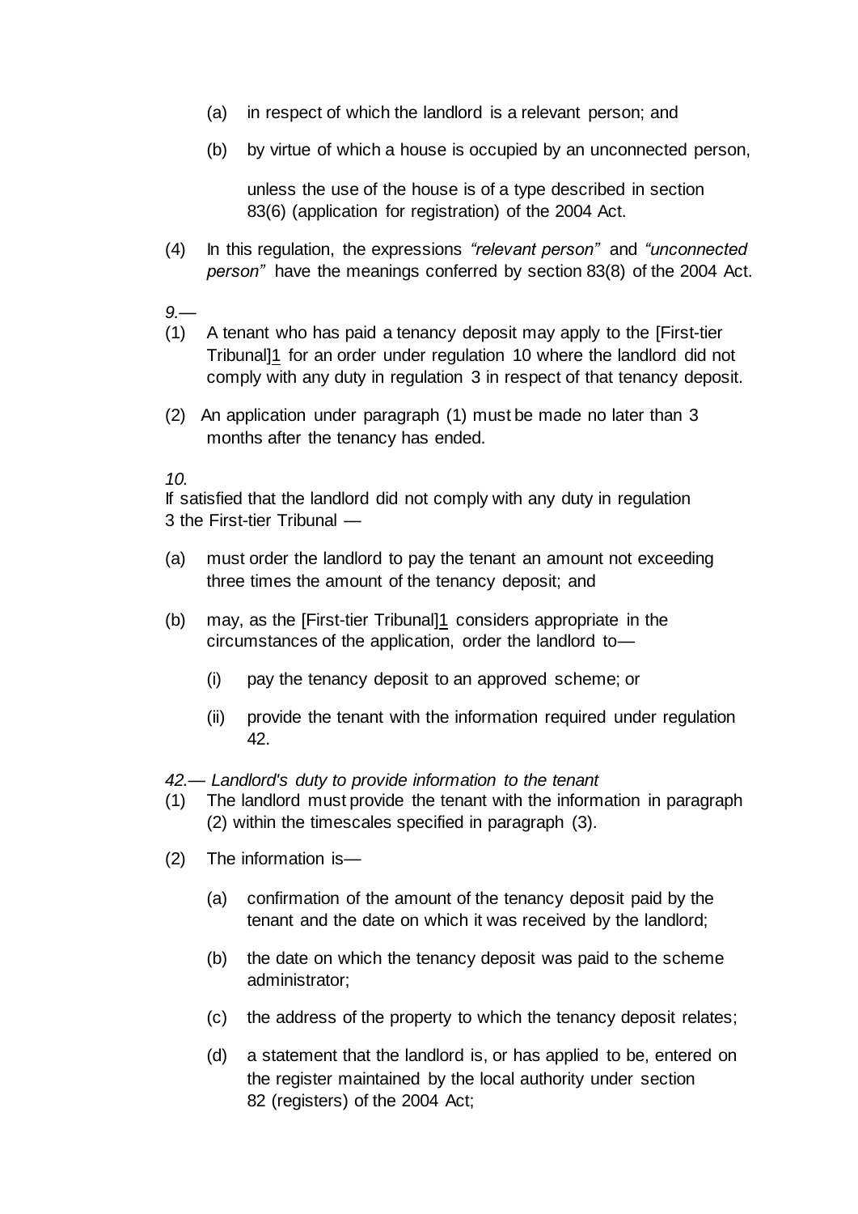(a) in respect of which the landlord is a relevant person; and

(b) by virtue of which a house is occupied by an unconnected person,

unless the use of the house is of a type described in section 83(6) (application for registration) of the 2004 Act.

(4) In this regulation, the expressions *"relevant person"* and *"unconnected person"* have the meanings conferred by section 83(8) of the 2004 Act.

*9.—*

(1) A tenant who has paid a tenancy deposit may apply to the [First-tier Tribunal]1 for an order under regulation 10 where the landlord did not comply with any duty in regulation 3 in respect of that tenancy deposit.

(2) An application under paragraph (1) must be made no later than 3 months after the tenancy has ended.

*10.*

If satisfied that the landlord did not comply with any duty in regulation 3 the First-tier Tribunal —

(a) must order the landlord to pay the tenant an amount not exceeding three times the amount of the tenancy deposit; and

(b) may, as the [First-tier Tribunal]1 considers appropriate in the circumstances of the application, order the landlord to—

(i) pay the tenancy deposit to an approved scheme; or

(ii) provide the tenant with the information required under regulation 42.

*42.— Landlord's duty to provide information to the tenant*

(1) The landlord must provide the tenant with the information in paragraph (2) within the timescales specified in paragraph (3).

(2) The information is—

(a) confirmation of the amount of the tenancy deposit paid by the tenant and the date on which it was received by the landlord;

(b) the date on which the tenancy deposit was paid to the scheme administrator;

(c) the address of the property to which the tenancy deposit relates;

(d) a statement that the landlord is, or has applied to be, entered on the register maintained by the local authority under section 82 (registers) of the 2004 Act;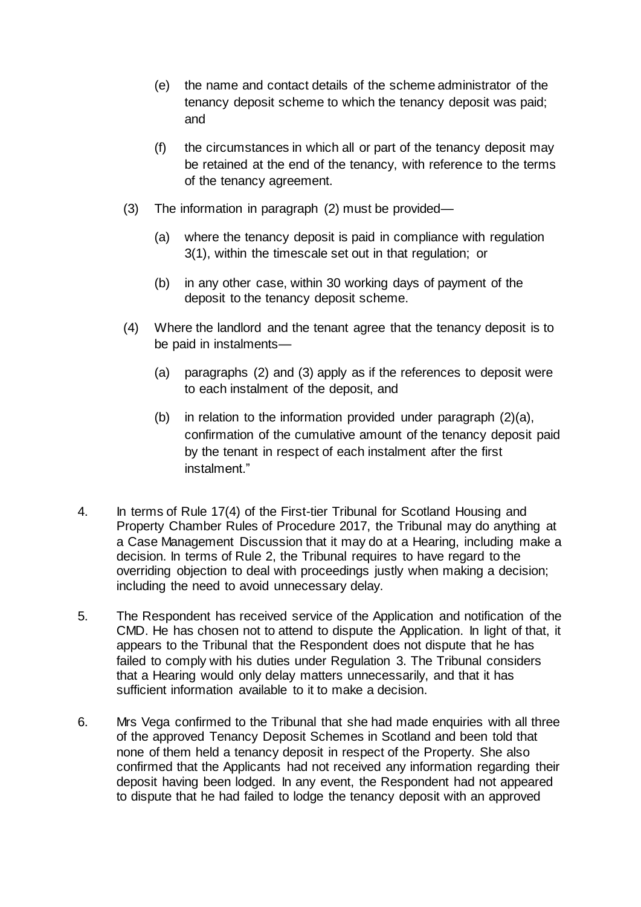(e) the name and contact details of the scheme administrator of the tenancy deposit scheme to which the tenancy deposit was paid; and

(f) the circumstances in which all or part of the tenancy deposit may be retained at the end of the tenancy, with reference to the terms of the tenancy agreement.

(3) The information in paragraph (2) must be provided—

(a) where the tenancy deposit is paid in compliance with regulation 3(1), within the timescale set out in that regulation; or

(b) in any other case, within 30 working days of payment of the deposit to the tenancy deposit scheme.

(4) Where the landlord and the tenant agree that the tenancy deposit is to be paid in instalments—

(a) paragraphs (2) and (3) apply as if the references to deposit were to each instalment of the deposit, and

(b) in relation to the information provided under paragraph (2)(a), confirmation of the cumulative amount of the tenancy deposit paid by the tenant in respect of each instalment after the first instalment."

4. In terms of Rule 17(4) of the First-tier Tribunal for Scotland Housing and Property Chamber Rules of Procedure 2017, the Tribunal may do anything at a Case Management Discussion that it may do at a Hearing, including make a decision. In terms of Rule 2, the Tribunal requires to have regard to the overriding objection to deal with proceedings justly when making a decision; including the need to avoid unnecessary delay.

5. The Respondent has received service of the Application and notification of the CMD. He has chosen not to attend to dispute the Application. In light of that, it appears to the Tribunal that the Respondent does not dispute that he has failed to comply with his duties under Regulation 3. The Tribunal considers that a Hearing would only delay matters unnecessarily, and that it has sufficient information available to it to make a decision.

6. Mrs Vega confirmed to the Tribunal that she had made enquiries with all three of the approved Tenancy Deposit Schemes in Scotland and been told that none of them held a tenancy deposit in respect of the Property. She also confirmed that the Applicants had not received any information regarding their deposit having been lodged. In any event, the Respondent had not appeared to dispute that he had failed to lodge the tenancy deposit with an approved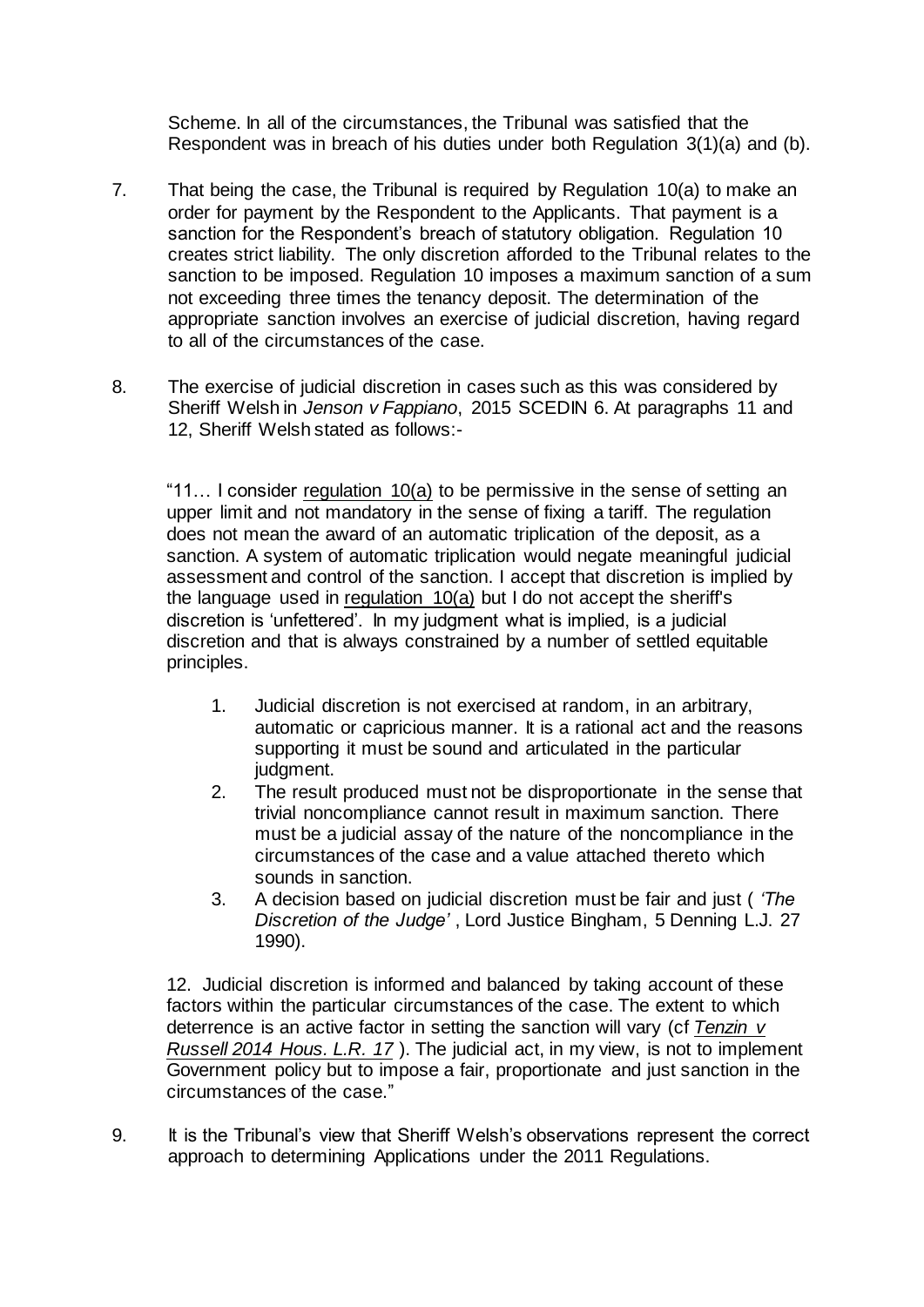Scheme. In all of the circumstances, the Tribunal was satisfied that the Respondent was in breach of his duties under both Regulation 3(1)(a) and (b).

7. That being the case, the Tribunal is required by Regulation 10(a) to make an order for payment by the Respondent to the Applicants. That payment is a sanction for the Respondent's breach of statutory obligation. Regulation 10 creates strict liability. The only discretion afforded to the Tribunal relates to the sanction to be imposed. Regulation 10 imposes a maximum sanction of a sum not exceeding three times the tenancy deposit. The determination of the appropriate sanction involves an exercise of judicial discretion, having regard to all of the circumstances of the case.

8. The exercise of judicial discretion in cases such as this was considered by Sheriff Welsh in *Jenson v Fappiano*, 2015 SCEDIN 6. At paragraphs 11 and 12, Sheriff Welsh stated as follows:-

   "11… I consider regulation 10(a) to be permissive in the sense of setting an upper limit and not mandatory in the sense of fixing a tariff. The regulation does not mean the award of an automatic triplication of the deposit, as a sanction. A system of automatic triplication would negate meaningful judicial assessment and control of the sanction. I accept that discretion is implied by the language used in regulation 10(a) but I do not accept the sheriff's discretion is 'unfettered'. In my judgment what is implied, is a judicial discretion and that is always constrained by a number of settled equitable principles.

   1. Judicial discretion is not exercised at random, in an arbitrary, automatic or capricious manner. It is a rational act and the reasons supporting it must be sound and articulated in the particular judgment.
   2. The result produced must not be disproportionate in the sense that trivial noncompliance cannot result in maximum sanction. There must be a judicial assay of the nature of the noncompliance in the circumstances of the case and a value attached thereto which sounds in sanction.
   3. A decision based on judicial discretion must be fair and just ( *'The Discretion of the Judge'* , Lord Justice Bingham, 5 Denning L.J. 27 1990).

   12. Judicial discretion is informed and balanced by taking account of these factors within the particular circumstances of the case. The extent to which deterrence is an active factor in setting the sanction will vary (cf *Tenzin v Russell 2014 Hous. L.R. 17* ). The judicial act, in my view, is not to implement Government policy but to impose a fair, proportionate and just sanction in the circumstances of the case."

9. It is the Tribunal's view that Sheriff Welsh's observations represent the correct approach to determining Applications under the 2011 Regulations.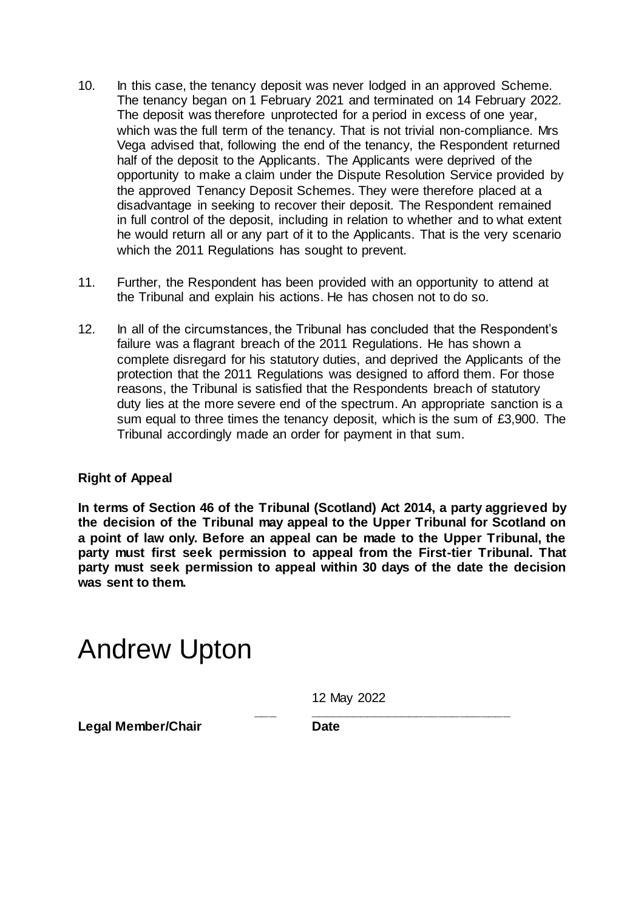10. In this case, the tenancy deposit was never lodged in an approved Scheme. The tenancy began on 1 February 2021 and terminated on 14 February 2022. The deposit was therefore unprotected for a period in excess of one year, which was the full term of the tenancy. That is not trivial non-compliance. Mrs Vega advised that, following the end of the tenancy, the Respondent returned half of the deposit to the Applicants. The Applicants were deprived of the opportunity to make a claim under the Dispute Resolution Service provided by the approved Tenancy Deposit Schemes. They were therefore placed at a disadvantage in seeking to recover their deposit. The Respondent remained in full control of the deposit, including in relation to whether and to what extent he would return all or any part of it to the Applicants. That is the very scenario which the 2011 Regulations has sought to prevent.

11. Further, the Respondent has been provided with an opportunity to attend at the Tribunal and explain his actions. He has chosen not to do so.

12. In all of the circumstances, the Tribunal has concluded that the Respondent's failure was a flagrant breach of the 2011 Regulations. He has shown a complete disregard for his statutory duties, and deprived the Applicants of the protection that the 2011 Regulations was designed to afford them. For those reasons, the Tribunal is satisfied that the Respondents breach of statutory duty lies at the more severe end of the spectrum. An appropriate sanction is a sum equal to three times the tenancy deposit, which is the sum of £3,900. The Tribunal accordingly made an order for payment in that sum.

**Right of Appeal**

**In terms of Section 46 of the Tribunal (Scotland) Act 2014, a party aggrieved by the decision of the Tribunal may appeal to the Upper Tribunal for Scotland on a point of law only. Before an appeal can be made to the Upper Tribunal, the party must first seek permission to appeal from the First-tier Tribunal. That party must seek permission to appeal within 30 days of the date the decision was sent to them.**

Andrew Upton

12 May 2022

**Legal Member/Chair** **Date**